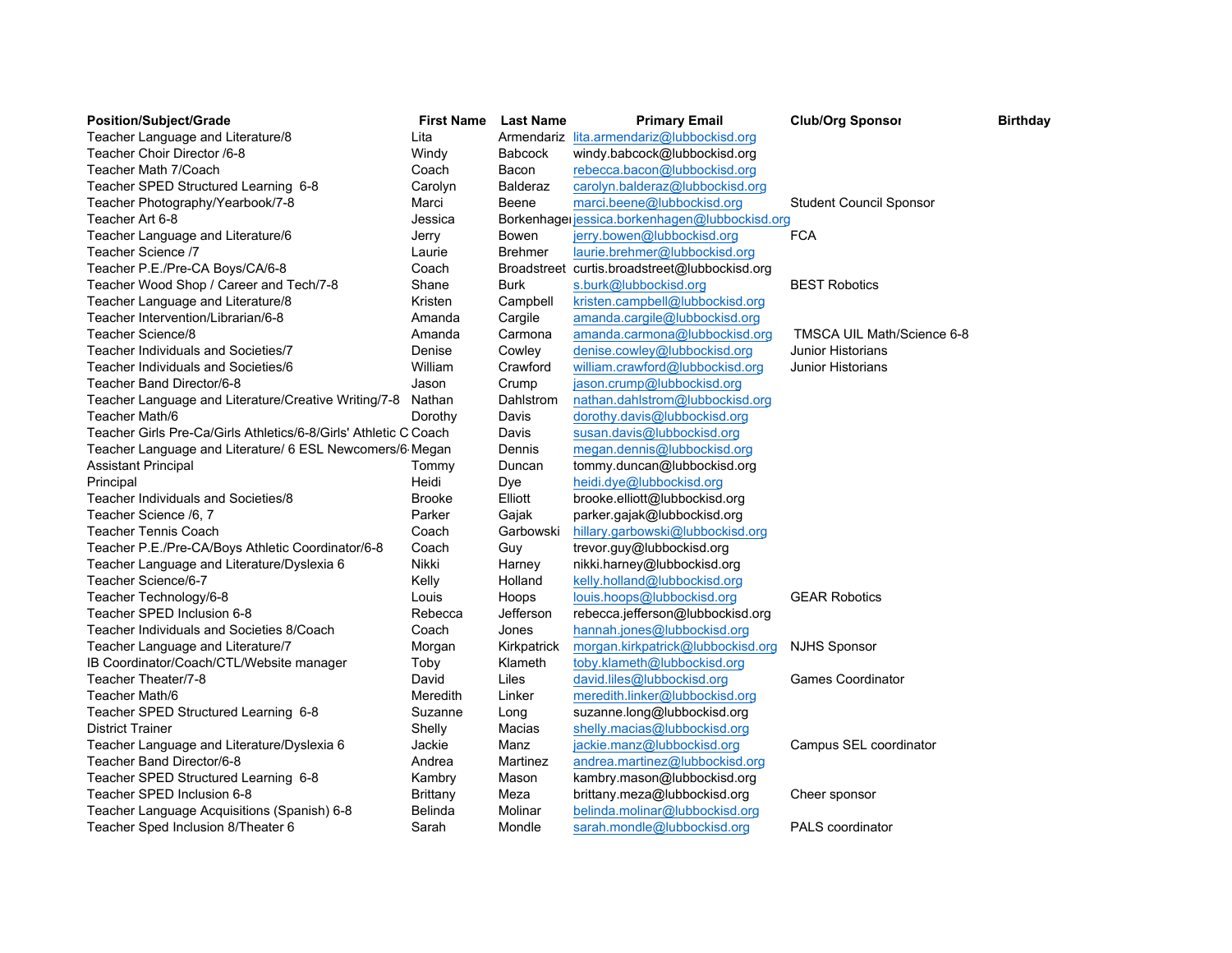| Position/Subject/Grade | First Name | Last Name | Primary Email | Club/Org Sponsor | Birthday |
|---|---|---|---|---|---|
| Teacher Language and Literature/8 | Lita | Armendariz | lita.armendariz@lubbockisd.org | | |
| Teacher Choir Director /6-8 | Windy | Babcock | windy.babcock@lubbockisd.org | | |
| Teacher Math 7/Coach | Coach | Bacon | rebecca.bacon@lubbockisd.org | | |
| Teacher SPED Structured Learning 6-8 | Carolyn | Balderaz | carolyn.balderaz@lubbockisd.org | | |
| Teacher Photography/Yearbook/7-8 | Marci | Beene | marci.beene@lubbockisd.org | Student Council Sponsor | |
| Teacher Art 6-8 | Jessica | Borkenhage | jessica.borkenhagen@lubbockisd.org | | |
| Teacher Language and Literature/6 | Jerry | Bowen | jerry.bowen@lubbockisd.org | FCA | |
| Teacher Science /7 | Laurie | Brehmer | laurie.brehmer@lubbockisd.org | | |
| Teacher P.E./Pre-CA Boys/CA/6-8 | Coach | Broadstreet | curtis.broadstreet@lubbockisd.org | | |
| Teacher Wood Shop / Career and Tech/7-8 | Shane | Burk | s.burk@lubbockisd.org | BEST Robotics | |
| Teacher Language and Literature/8 | Kristen | Campbell | kristen.campbell@lubbockisd.org | | |
| Teacher Intervention/Librarian/6-8 | Amanda | Cargile | amanda.cargile@lubbockisd.org | | |
| Teacher Science/8 | Amanda | Carmona | amanda.carmona@lubbockisd.org | TMSCA UIL Math/Science 6-8 | |
| Teacher Individuals and Societies/7 | Denise | Cowley | denise.cowley@lubbockisd.org | Junior Historians | |
| Teacher Individuals and Societies/6 | William | Crawford | william.crawford@lubbockisd.org | Junior Historians | |
| Teacher Band Director/6-8 | Jason | Crump | jason.crump@lubbockisd.org | | |
| Teacher Language and Literature/Creative Writing/7-8 | Nathan | Dahlstrom | nathan.dahlstrom@lubbockisd.org | | |
| Teacher Math/6 | Dorothy | Davis | dorothy.davis@lubbockisd.org | | |
| Teacher Girls Pre-Ca/Girls Athletics/6-8/Girls' Athletic C | Coach | Davis | susan.davis@lubbockisd.org | | |
| Teacher Language and Literature/ 6 ESL Newcomers/6- | Megan | Dennis | megan.dennis@lubbockisd.org | | |
| Assistant Principal | Tommy | Duncan | tommy.duncan@lubbockisd.org | | |
| Principal | Heidi | Dye | heidi.dye@lubbockisd.org | | |
| Teacher Individuals and Societies/8 | Brooke | Elliott | brooke.elliott@lubbockisd.org | | |
| Teacher Science /6, 7 | Parker | Gajak | parker.gajak@lubbockisd.org | | |
| Teacher Tennis Coach | Coach | Garbowski | hillary.garbowski@lubbockisd.org | | |
| Teacher P.E./Pre-CA/Boys Athletic Coordinator/6-8 | Coach | Guy | trevor.guy@lubbockisd.org | | |
| Teacher Language and Literature/Dyslexia 6 | Nikki | Harney | nikki.harney@lubbockisd.org | | |
| Teacher Science/6-7 | Kelly | Holland | kelly.holland@lubbockisd.org | | |
| Teacher Technology/6-8 | Louis | Hoops | louis.hoops@lubbockisd.org | GEAR Robotics | |
| Teacher SPED Inclusion 6-8 | Rebecca | Jefferson | rebecca.jefferson@lubbockisd.org | | |
| Teacher Individuals and Societies 8/Coach | Coach | Jones | hannah.jones@lubbockisd.org | | |
| Teacher Language and Literature/7 | Morgan | Kirkpatrick | morgan.kirkpatrick@lubbockisd.org | NJHS Sponsor | |
| IB Coordinator/Coach/CTL/Website manager | Toby | Klameth | toby.klameth@lubbockisd.org | | |
| Teacher Theater/7-8 | David | Liles | david.liles@lubbockisd.org | Games Coordinator | |
| Teacher Math/6 | Meredith | Linker | meredith.linker@lubbockisd.org | | |
| Teacher SPED Structured Learning 6-8 | Suzanne | Long | suzanne.long@lubbockisd.org | | |
| District Trainer | Shelly | Macias | shelly.macias@lubbockisd.org | | |
| Teacher Language and Literature/Dyslexia 6 | Jackie | Manz | jackie.manz@lubbockisd.org | Campus SEL coordinator | |
| Teacher Band Director/6-8 | Andrea | Martinez | andrea.martinez@lubbockisd.org | | |
| Teacher SPED Structured Learning 6-8 | Kambry | Mason | kambry.mason@lubbockisd.org | | |
| Teacher SPED Inclusion 6-8 | Brittany | Meza | brittany.meza@lubbockisd.org | Cheer sponsor | |
| Teacher Language Acquisitions (Spanish) 6-8 | Belinda | Molinar | belinda.molinar@lubbockisd.org | | |
| Teacher Sped Inclusion 8/Theater 6 | Sarah | Mondle | sarah.mondle@lubbockisd.org | PALS coordinator | |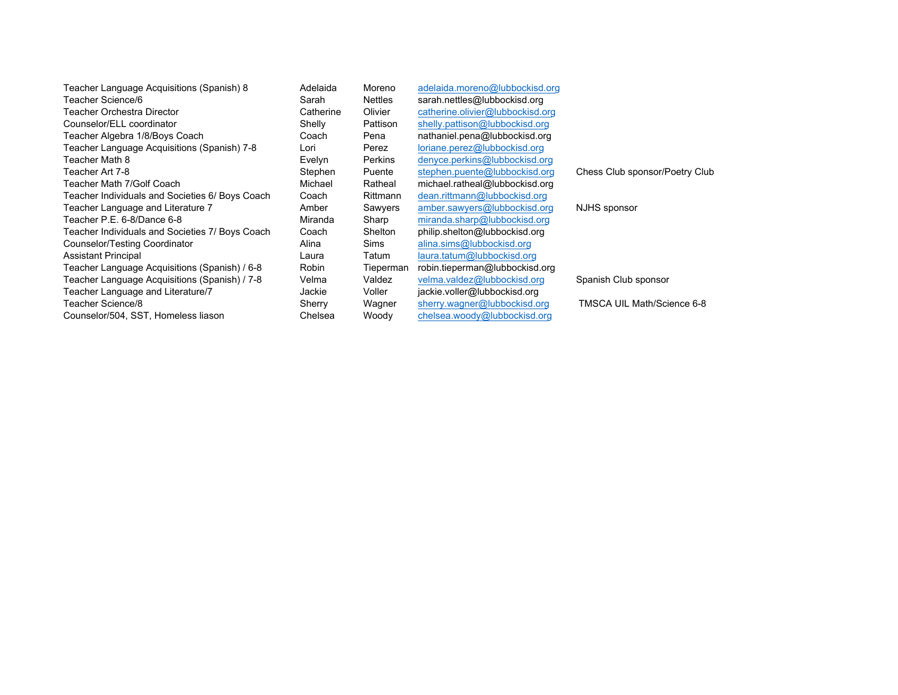| | | | | |
|---|---|---|---|---|
| Teacher Language Acquisitions (Spanish) 8 | Adelaida | Moreno | adelaida.moreno@lubbockisd.org | |
| Teacher Science/6 | Sarah | Nettles | sarah.nettles@lubbockisd.org | |
| Teacher Orchestra Director | Catherine | Olivier | catherine.olivier@lubbockisd.org | |
| Counselor/ELL coordinator | Shelly | Pattison | shelly.pattison@lubbockisd.org | |
| Teacher Algebra 1/8/Boys Coach | Coach | Pena | nathaniel.pena@lubbockisd.org | |
| Teacher Language Acquisitions (Spanish) 7-8 | Lori | Perez | loriane.perez@lubbockisd.org | |
| Teacher Math 8 | Evelyn | Perkins | denyce.perkins@lubbockisd.org | |
| Teacher Art 7-8 | Stephen | Puente | stephen.puente@lubbockisd.org | Chess Club sponsor/Poetry Club |
| Teacher Math 7/Golf Coach | Michael | Ratheal | michael.ratheal@lubbockisd.org | |
| Teacher Individuals and Societies 6/ Boys Coach | Coach | Rittmann | dean.rittmann@lubbockisd.org | |
| Teacher Language and Literature 7 | Amber | Sawyers | amber.sawyers@lubbockisd.org | NJHS sponsor |
| Teacher P.E. 6-8/Dance 6-8 | Miranda | Sharp | miranda.sharp@lubbockisd.org | |
| Teacher Individuals and Societies 7/ Boys Coach | Coach | Shelton | philip.shelton@lubbockisd.org | |
| Counselor/Testing Coordinator | Alina | Sims | alina.sims@lubbockisd.org | |
| Assistant Principal | Laura | Tatum | laura.tatum@lubbockisd.org | |
| Teacher Language Acquisitions (Spanish) / 6-8 | Robin | Tieperman | robin.tieperman@lubbockisd.org | |
| Teacher Language Acquisitions (Spanish) / 7-8 | Velma | Valdez | velma.valdez@lubbockisd.org | Spanish Club sponsor |
| Teacher Language and Literature/7 | Jackie | Voller | jackie.voller@lubbockisd.org | |
| Teacher Science/8 | Sherry | Wagner | sherry.wagner@lubbockisd.org | TMSCA UIL Math/Science 6-8 |
| Counselor/504, SST, Homeless liason | Chelsea | Woody | chelsea.woody@lubbockisd.org | |